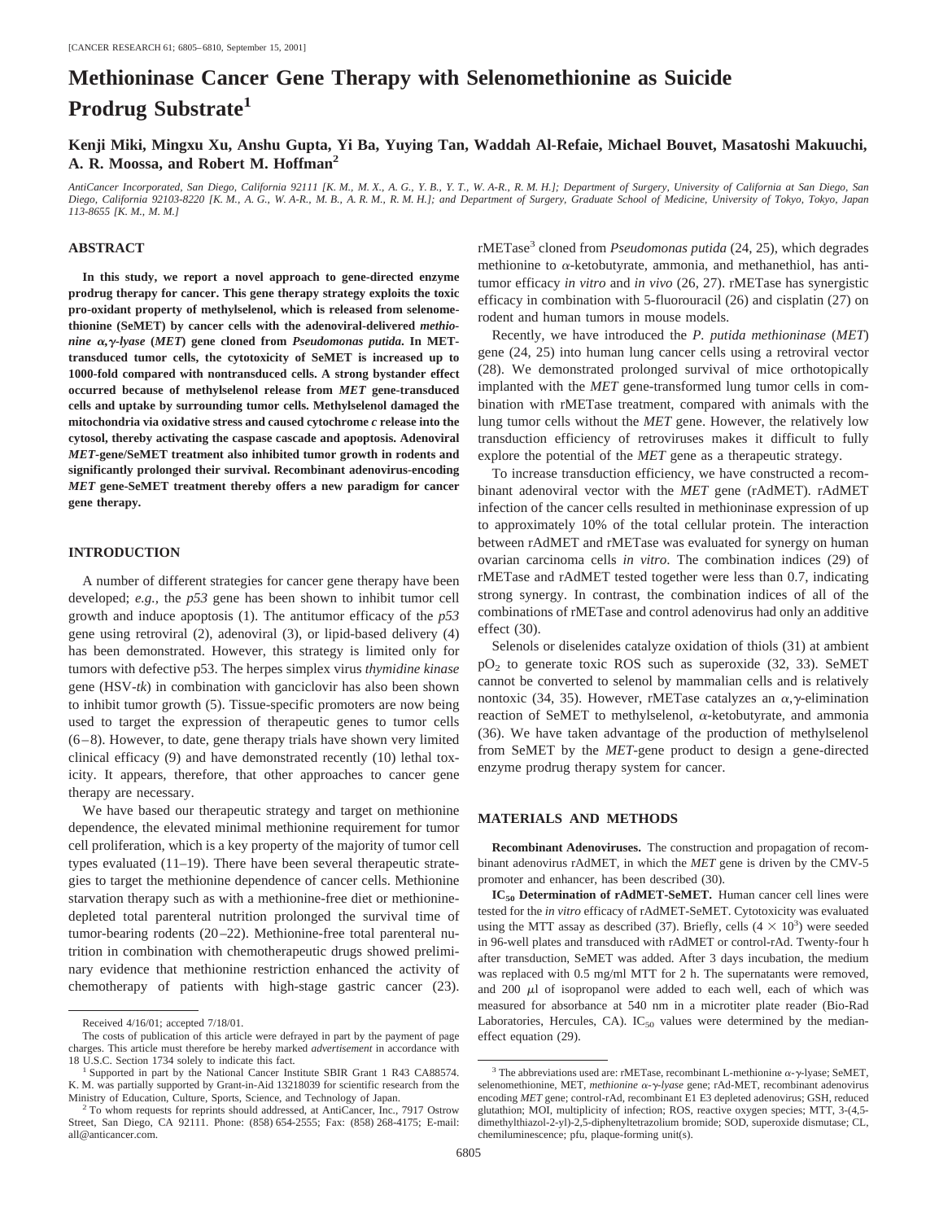# Methioninase Cancer Gene Therapy with Selenomethionine as Suicide Prodrug Substrate[1]

**Kenji Miki, Mingxu Xu, Anshu Gupta, Yi Ba, Yuying Tan, Waddah Al-Refaie, Michael Bouvet, Masatoshi Makuuchi, A. R. Moossa, and Robert M. Hoffman[2]**

*AntiCancer Incorporated, San Diego, California 92111 [K. M., M. X., A. G., Y. B., Y. T., W. A-R., R. M. H.]; Department of Surgery, University of California at San Diego, San Diego, California 92103-8220 [K. M., A. G., W. A-R., M. B., A. R. M., R. M. H.]; and Department of Surgery, Graduate School of Medicine, University of Tokyo, Tokyo, Japan 113-8655 [K. M., M. M.]*

## ABSTRACT

**In this study, we report a novel approach to gene-directed enzyme prodrug therapy for cancer. This gene therapy strategy exploits the toxic pro-oxidant property of methylselenol, which is released from selenomethionine (SeMET) by cancer cells with the adenoviral-delivered *methionine α,γ-lyase* (*MET*) gene cloned from *Pseudomonas putida*. In MET-transduced tumor cells, the cytotoxicity of SeMET is increased up to 1000-fold compared with nontransduced cells. A strong bystander effect occurred because of methylselenol release from *MET* gene-transduced cells and uptake by surrounding tumor cells. Methylselenol damaged the mitochondria via oxidative stress and caused cytochrome *c* release into the cytosol, thereby activating the caspase cascade and apoptosis. Adenoviral *MET*-gene/SeMET treatment also inhibited tumor growth in rodents and significantly prolonged their survival. Recombinant adenovirus-encoding *MET* gene-SeMET treatment thereby offers a new paradigm for cancer gene therapy.**

## INTRODUCTION

A number of different strategies for cancer gene therapy have been developed; *e.g.,* the *p53* gene has been shown to inhibit tumor cell growth and induce apoptosis (1). The antitumor efficacy of the *p53* gene using retroviral (2), adenoviral (3), or lipid-based delivery (4) has been demonstrated. However, this strategy is limited only for tumors with defective p53. The herpes simplex virus *thymidine kinase* gene (HSV-*tk*) in combination with ganciclovir has also been shown to inhibit tumor growth (5). Tissue-specific promoters are now being used to target the expression of therapeutic genes to tumor cells (6–8). However, to date, gene therapy trials have shown very limited clinical efficacy (9) and have demonstrated recently (10) lethal toxicity. It appears, therefore, that other approaches to cancer gene therapy are necessary.

We have based our therapeutic strategy and target on methionine dependence, the elevated minimal methionine requirement for tumor cell proliferation, which is a key property of the majority of tumor cell types evaluated (11–19). There have been several therapeutic strategies to target the methionine dependence of cancer cells. Methionine starvation therapy such as with a methionine-free diet or methionine-depleted total parenteral nutrition prolonged the survival time of tumor-bearing rodents (20–22). Methionine-free total parenteral nutrition in combination with chemotherapeutic drugs showed preliminary evidence that methionine restriction enhanced the activity of chemotherapy of patients with high-stage gastric cancer (23). rMETase[3] cloned from *Pseudomonas putida* (24, 25), which degrades methionine to α-ketobutyrate, ammonia, and methanethiol, has antitumor efficacy *in vitro* and *in vivo* (26, 27). rMETase has synergistic efficacy in combination with 5-fluorouracil (26) and cisplatin (27) on rodent and human tumors in mouse models.

Recently, we have introduced the *P. putida methioninase* (*MET*) gene (24, 25) into human lung cancer cells using a retroviral vector (28). We demonstrated prolonged survival of mice orthotopically implanted with the *MET* gene-transformed lung tumor cells in combination with rMETase treatment, compared with animals with the lung tumor cells without the *MET* gene. However, the relatively low transduction efficiency of retroviruses makes it difficult to fully explore the potential of the *MET* gene as a therapeutic strategy.

To increase transduction efficiency, we have constructed a recombinant adenoviral vector with the *MET* gene (rAdMET). rAdMET infection of the cancer cells resulted in methioninase expression of up to approximately 10% of the total cellular protein. The interaction between rAdMET and rMETase was evaluated for synergy on human ovarian carcinoma cells *in vitro*. The combination indices (29) of rMETase and rAdMET tested together were less than 0.7, indicating strong synergy. In contrast, the combination indices of all of the combinations of rMETase and control adenovirus had only an additive effect (30).

Selenols or diselenides catalyze oxidation of thiols (31) at ambient $pO_2$ to generate toxic ROS such as superoxide (32, 33). SeMET cannot be converted to selenol by mammalian cells and is relatively nontoxic (34, 35). However, rMETase catalyzes an α,γ-elimination reaction of SeMET to methylselenol, α-ketobutyrate, and ammonia (36). We have taken advantage of the production of methylselenol from SeMET by the *MET*-gene product to design a gene-directed enzyme prodrug therapy system for cancer.

## MATERIALS AND METHODS

**Recombinant Adenoviruses.** The construction and propagation of recombinant adenovirus rAdMET, in which the *MET* gene is driven by the CMV-5 promoter and enhancer, has been described (30).

**$IC_{50}$ Determination of rAdMET-SeMET.** Human cancer cell lines were tested for the *in vitro* efficacy of rAdMET-SeMET. Cytotoxicity was evaluated using the MTT assay as described (37). Briefly, cells ($4 \times 10^3$) were seeded in 96-well plates and transduced with rAdMET or control-rAd. Twenty-four h after transduction, SeMET was added. After 3 days incubation, the medium was replaced with 0.5 mg/ml MTT for 2 h. The supernatants were removed, and 200 μl of isopropanol were added to each well, each of which was measured for absorbance at 540 nm in a microtiter plate reader (Bio-Rad Laboratories, Hercules, CA). $IC_{50}$ values were determined by the median-effect equation (29).

---

Received 4/16/01; accepted 7/18/01.

The costs of publication of this article were defrayed in part by the payment of page charges. This article must therefore be hereby marked *advertisement* in accordance with 18 U.S.C. Section 1734 solely to indicate this fact.

[1] Supported in part by the National Cancer Institute SBIR Grant 1 R43 CA88574. K. M. was partially supported by Grant-in-Aid 13218039 for scientific research from the Ministry of Education, Culture, Sports, Science, and Technology of Japan.

[2] To whom requests for reprints should addressed, at AntiCancer, Inc., 7917 Ostrow Street, San Diego, CA 92111. Phone: (858) 654-2555; Fax: (858) 268-4175; E-mail: all@anticancer.com.

[3] The abbreviations used are: rMETase, recombinant L-methionine α-γ-lyase; SeMET, selenomethionine, MET, *methionine α-γ-lyase* gene; rAd-MET, recombinant adenovirus encoding *MET* gene; control-rAd, recombinant E1 E3 depleted adenovirus; GSH, reduced glutathion; MOI, multiplicity of infection; ROS, reactive oxygen species; MTT, 3-(4,5-dimethylthiazol-2-yl)-2,5-diphenyltetrazolium bromide; SOD, superoxide dismutase; CL, chemiluminescence; pfu, plaque-forming unit(s).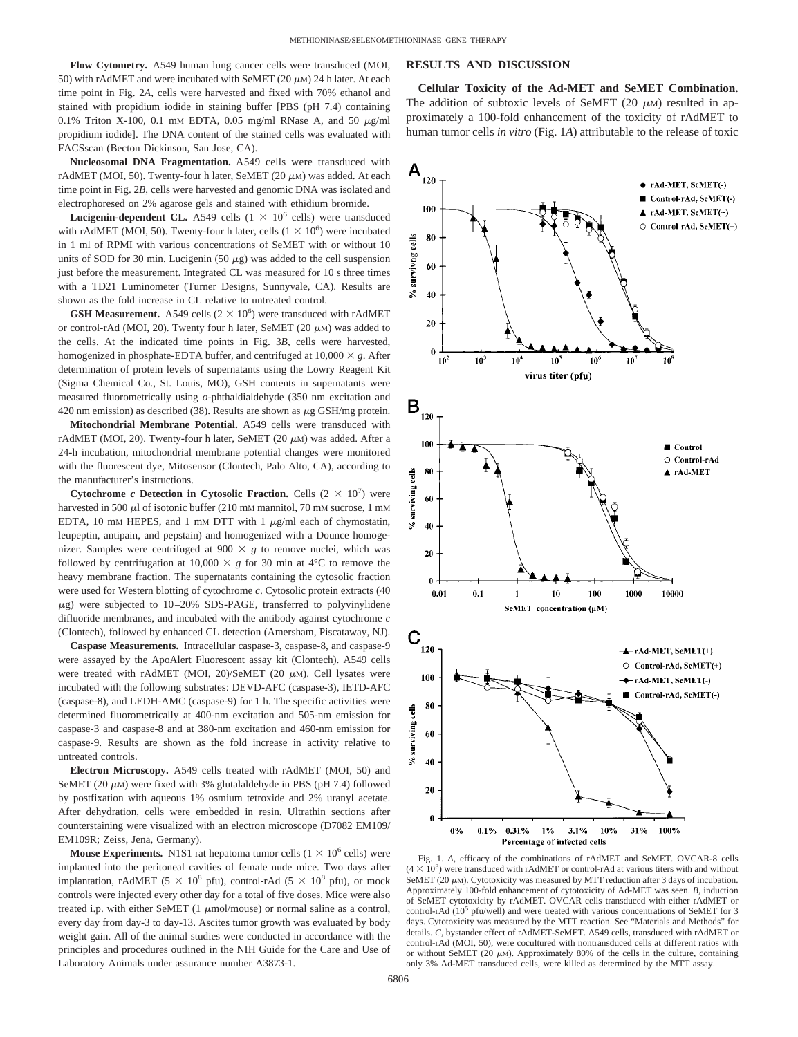**Flow Cytometry.** A549 human lung cancer cells were transduced (MOI, 50) with rAdMET and were incubated with SeMET (20 $\mu$M) 24 h later. At each time point in Fig. 2*A*, cells were harvested and fixed with 70% ethanol and stained with propidium iodide in staining buffer [PBS (pH 7.4) containing 0.1% Triton X-100, 0.1 mM EDTA, 0.05 mg/ml RNase A, and 50 $\mu$g/ml propidium iodide]. The DNA content of the stained cells was evaluated with FACSscan (Becton Dickinson, San Jose, CA).

**Nucleosomal DNA Fragmentation.** A549 cells were transduced with rAdMET (MOI, 50). Twenty-four h later, SeMET (20 $\mu$M) was added. At each time point in Fig. 2*B*, cells were harvested and genomic DNA was isolated and electrophoresed on 2% agarose gels and stained with ethidium bromide.

**Lucigenin-dependent CL.** A549 cells ($1 \times 10^6$ cells) were transduced with rAdMET (MOI, 50). Twenty-four h later, cells ($1 \times 10^6$) were incubated in 1 ml of RPMI with various concentrations of SeMET with or without 10 units of SOD for 30 min. Lucigenin (50 $\mu$g) was added to the cell suspension just before the measurement. Integrated CL was measured for 10 s three times with a TD21 Luminometer (Turner Designs, Sunnyvale, CA). Results are shown as the fold increase in CL relative to untreated control.

**GSH Measurement.** A549 cells ($2 \times 10^6$) were transduced with rAdMET or control-rAd (MOI, 20). Twenty four h later, SeMET (20 $\mu$M) was added to the cells. At the indicated time points in Fig. 3*B*, cells were harvested, homogenized in phosphate-EDTA buffer, and centrifuged at $10{,}000 \times g$. After determination of protein levels of supernatants using the Lowry Reagent Kit (Sigma Chemical Co., St. Louis, MO), GSH contents in supernatants were measured fluorometrically using *o*-phthaldialdehyde (350 nm excitation and 420 nm emission) as described (38). Results are shown as $\mu$g GSH/mg protein.

**Mitochondrial Membrane Potential.** A549 cells were transduced with rAdMET (MOI, 20). Twenty-four h later, SeMET (20 $\mu$M) was added. After a 24-h incubation, mitochondrial membrane potential changes were monitored with the fluorescent dye, Mitosensor (Clontech, Palo Alto, CA), according to the manufacturer's instructions.

**Cytochrome *c* Detection in Cytosolic Fraction.** Cells ($2 \times 10^7$) were harvested in 500 $\mu$l of isotonic buffer (210 mM mannitol, 70 mM sucrose, 1 mM EDTA, 10 mM HEPES, and 1 mM DTT with 1 $\mu$g/ml each of chymostatin, leupeptin, antipain, and pepstain) and homogenized with a Dounce homogenizer. Samples were centrifuged at $900 \times g$ to remove nuclei, which was followed by centrifugation at $10{,}000 \times g$ for 30 min at 4°C to remove the heavy membrane fraction. The supernatants containing the cytosolic fraction were used for Western blotting of cytochrome *c*. Cytosolic protein extracts (40 $\mu$g) were subjected to 10–20% SDS-PAGE, transferred to polyvinylidene difluoride membranes, and incubated with the antibody against cytochrome *c* (Clontech), followed by enhanced CL detection (Amersham, Piscataway, NJ).

**Caspase Measurements.** Intracellular caspase-3, caspase-8, and caspase-9 were assayed by the ApoAlert Fluorescent assay kit (Clontech). A549 cells were treated with rAdMET (MOI, 20)/SeMET (20 $\mu$M). Cell lysates were incubated with the following substrates: DEVD-AFC (caspase-3), IETD-AFC (caspase-8), and LEDH-AMC (caspase-9) for 1 h. The specific activities were determined fluorometrically at 400-nm excitation and 505-nm emission for caspase-3 and caspase-8 and at 380-nm excitation and 460-nm emission for caspase-9. Results are shown as the fold increase in activity relative to untreated controls.

**Electron Microscopy.** A549 cells treated with rAdMET (MOI, 50) and SeMET (20 $\mu$M) were fixed with 3% glutalaldehyde in PBS (pH 7.4) followed by postfixation with aqueous 1% osmium tetroxide and 2% uranyl acetate. After dehydration, cells were embedded in resin. Ultrathin sections after counterstaining were visualized with an electron microscope (D7082 EM109/EM109R; Zeiss, Jena, Germany).

**Mouse Experiments.** N1S1 rat hepatoma tumor cells ($1 \times 10^6$ cells) were implanted into the peritoneal cavities of female nude mice. Two days after implantation, rAdMET ($5 \times 10^8$ pfu), control-rAd ($5 \times 10^8$ pfu), or mock controls were injected every other day for a total of five doses. Mice were also treated i.p. with either SeMET (1 $\mu$mol/mouse) or normal saline as a control, every day from day-3 to day-13. Ascites tumor growth was evaluated by body weight gain. All of the animal studies were conducted in accordance with the principles and procedures outlined in the NIH Guide for the Care and Use of Laboratory Animals under assurance number A3873-1.

## RESULTS AND DISCUSSION

**Cellular Toxicity of the Ad-MET and SeMET Combination.** The addition of subtoxic levels of SeMET (20 $\mu$M) resulted in approximately a 100-fold enhancement of the toxicity of rAdMET to human tumor cells *in vitro* (Fig. 1*A*) attributable to the release of toxic

Fig. 1. *A*, efficacy of the combinations of rAdMET and SeMET. OVCAR-8 cells ($4 \times 10^3$) were transduced with rAdMET or control-rAd at various titers with and without SeMET (20 $\mu$M). Cytotoxicity was measured by MTT reduction after 3 days of incubation. Approximately 100-fold enhancement of cytotoxicity of Ad-MET was seen. *B*, induction of SeMET cytotoxicity by rAdMET. OVCAR cells transduced with either rAdMET or control-rAd ($10^5$ pfu/well) and were treated with various concentrations of SeMET for 3 days. Cytotoxicity was measured by the MTT reaction. See "Materials and Methods" for details. *C*, bystander effect of rAdMET-SeMET. A549 cells, transduced with rAdMET or control-rAd (MOI, 50), were cocultured with nontransduced cells at different ratios with or without SeMET (20 $\mu$M). Approximately 80% of the cells in the culture, containing only 3% Ad-MET transduced cells, were killed as determined by the MTT assay.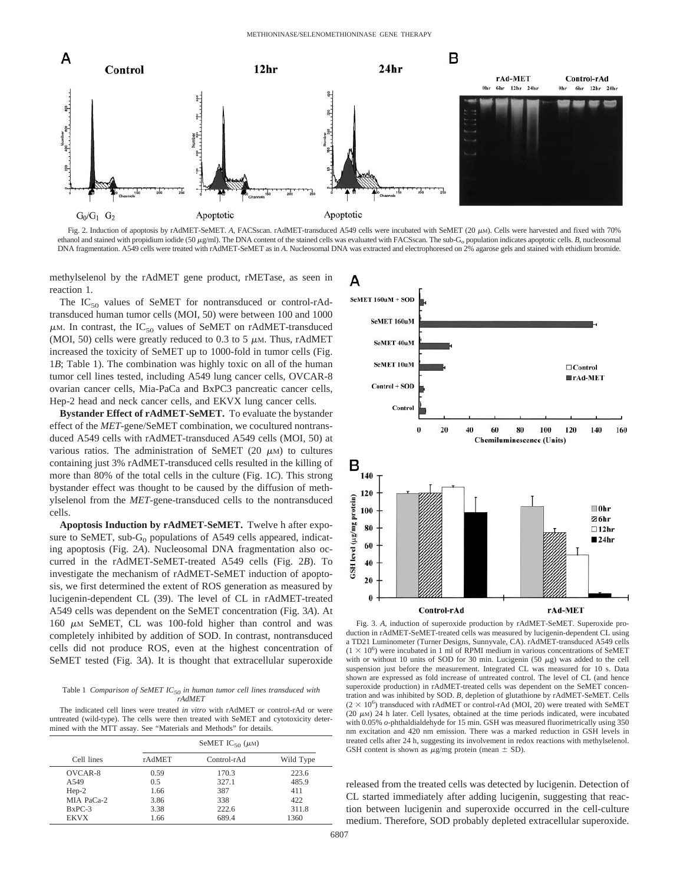Fig. 2. Induction of apoptosis by rAdMET-SeMET. *A*, FACSscan. rAdMET-transduced A549 cells were incubated with SeMET (20 μM). Cells were harvested and fixed with 70% ethanol and stained with propidium iodide (50 μg/ml). The DNA content of the stained cells was evaluated with FACSscan. The sub-$G_o$ population indicates apoptotic cells. *B*, nucleosomal DNA fragmentation. A549 cells were treated with rAdMET-SeMET as in *A*. Nucleosomal DNA was extracted and electrophoresed on 2% agarose gels and stained with ethidium bromide.

methylselenol by the rAdMET gene product, rMETase, as seen in reaction 1.

The $IC_{50}$ values of SeMET for nontransduced or control-rAd-transduced human tumor cells (MOI, 50) were between 100 and 1000 μM. In contrast, the $IC_{50}$ values of SeMET on rAdMET-transduced (MOI, 50) cells were greatly reduced to 0.3 to 5 μM. Thus, rAdMET increased the toxicity of SeMET up to 1000-fold in tumor cells (Fig. 1*B*; Table 1). The combination was highly toxic on all of the human tumor cell lines tested, including A549 lung cancer cells, OVCAR-8 ovarian cancer cells, Mia-PaCa and BxPC3 pancreatic cancer cells, Hep-2 head and neck cancer cells, and EKVX lung cancer cells.

**Bystander Effect of rAdMET-SeMET.** To evaluate the bystander effect of the *MET*-gene/SeMET combination, we cocultured nontransduced A549 cells with rAdMET-transduced A549 cells (MOI, 50) at various ratios. The administration of SeMET (20 μM) to cultures containing just 3% rAdMET-transduced cells resulted in the killing of more than 80% of the total cells in the culture (Fig. 1*C*). This strong bystander effect was thought to be caused by the diffusion of methylselenol from the *MET*-gene-transduced cells to the nontransduced cells.

**Apoptosis Induction by rAdMET-SeMET.** Twelve h after exposure to SeMET, sub-$G_0$ populations of A549 cells appeared, indicating apoptosis (Fig. 2*A*). Nucleosomal DNA fragmentation also occurred in the rAdMET-SeMET-treated A549 cells (Fig. 2*B*). To investigate the mechanism of rAdMET-SeMET induction of apoptosis, we first determined the extent of ROS generation as measured by lucigenin-dependent CL (39). The level of CL in rAdMET-treated A549 cells was dependent on the SeMET concentration (Fig. 3*A*). At 160 μM SeMET, CL was 100-fold higher than control and was completely inhibited by addition of SOD. In contrast, nontransduced cells did not produce ROS, even at the highest concentration of SeMET tested (Fig. 3*A*). It is thought that extracellular superoxide released from the treated cells was detected by lucigenin. Detection of CL started immediately after adding lucigenin, suggesting that reaction between lucigenin and superoxide occurred in the cell-culture medium. Therefore, SOD probably depleted extracellular superoxide.

Table 1 *Comparison of SeMET $IC_{50}$ in human tumor cell lines transduced with rAdMET*

The indicated cell lines were treated *in vitro* with rAdMET or control-rAd or were untreated (wild-type). The cells were then treated with SeMET and cytotoxicity determined with the MTT assay. See "Materials and Methods" for details.

| Cell lines | SeMET $IC_{50}$ (μM) | | |
|---|---|---|---|
| | rAdMET | Control-rAd | Wild Type |
| OVCAR-8 | 0.59 | 170.3 | 223.6 |
| A549 | 0.5 | 327.1 | 485.9 |
| Hep-2 | 1.66 | 387 | 411 |
| MIA PaCa-2 | 3.86 | 338 | 422 |
| BxPC-3 | 3.38 | 222.6 | 311.8 |
| EKVX | 1.66 | 689.4 | 1360 |

Fig. 3. *A*, induction of superoxide production by rAdMET-SeMET. Superoxide production in rAdMET-SeMET-treated cells was measured by lucigenin-dependent CL using a TD21 Luminometer (Turner Designs, Sunnyvale, CA). rAdMET-transduced A549 cells ($1 \times 10^6$) were incubated in 1 ml of RPMI medium in various concentrations of SeMET with or without 10 units of SOD for 30 min. Lucigenin (50 μg) was added to the cell suspension just before the measurement. Integrated CL was measured for 10 s. Data shown are expressed as fold increase of untreated control. The level of CL (and hence superoxide production) in rAdMET-treated cells was dependent on the SeMET concentration and was inhibited by SOD. *B*, depletion of glutathione by rAdMET-SeMET. Cells ($2 \times 10^6$) transduced with rAdMET or control-rAd (MOI, 20) were treated with SeMET (20 μM) 24 h later. Cell lysates, obtained at the time periods indicated, were incubated with 0.05% o-phthaldialdehyde for 15 min. GSH was measured fluorimetrically using 350 nm excitation and 420 nm emission. There was a marked reduction in GSH levels in treated cells after 24 h, suggesting its involvement in redox reactions with methylselenol. GSH content is shown as μg/mg protein (mean ± SD).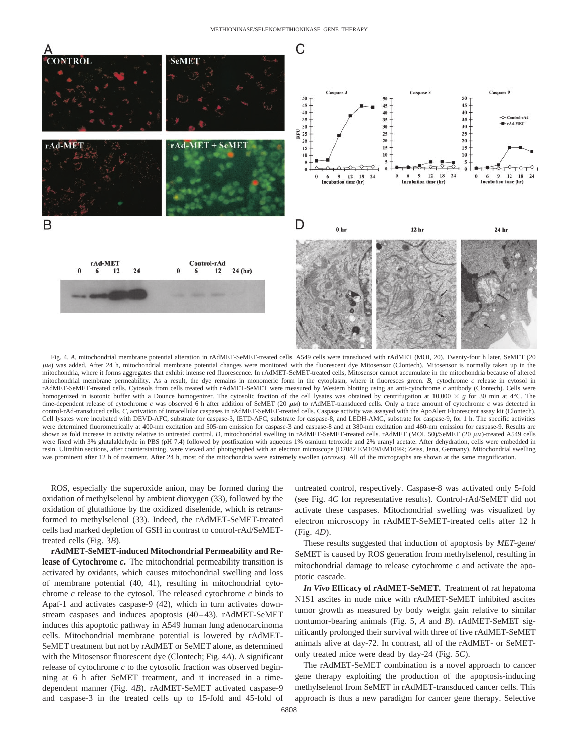Fig. 4. *A*, mitochondrial membrane potential alteration in rAdMET-SeMET-treated cells. A549 cells were transduced with rAdMET (MOI, 20). Twenty-four h later, SeMET (20 μM) was added. After 24 h, mitochondrial membrane potential changes were monitored with the fluorescent dye Mitosensor (Clontech). Mitosensor is normally taken up in the mitochondria, where it forms aggregates that exhibit intense red fluorescence. In rAdMET-SeMET-treated cells, Mitosensor cannot accumulate in the mitochondria because of altered mitochondrial membrane permeability. As a result, the dye remains in monomeric form in the cytoplasm, where it fluoresces green. *B*, cytochrome *c* release in cytosol in rAdMET-SeMET-treated cells. Cytosols from cells treated with rAdMET-SeMET were measured by Western blotting using an anti-cytochrome *c* antibody (Clontech). Cells were homogenized in isotonic buffer with a Dounce homogenizer. The cytosolic fraction of the cell lysates was obtained by centrifugation at 10,000 × *g* for 30 min at 4°C. The time-dependent release of cytochrome *c* was observed 6 h after addition of SeMET (20 μM) to rAdMET-transduced cells. Only a trace amount of cytochrome *c* was detected in control-rAd-transduced cells. *C*, activation of intracellular caspases in rAdMET-SeMET-treated cells. Caspase activity was assayed with the ApoAlert Fluorescent assay kit (Clontech). Cell lysates were incubated with DEVD-AFC, substrate for caspase-3, IETD-AFC, substrate for caspase-8, and LEDH-AMC, substrate for caspase-9, for 1 h. The specific activities were determined fluorometrically at 400-nm excitation and 505-nm emission for caspase-3 and caspase-8 and at 380-nm excitation and 460-nm emission for caspase-9. Results are shown as fold increase in activity relative to untreated control. *D*, mitochondrial swelling in rAdMET-SeMET-treated cells. rAdMET (MOI, 50)/SeMET (20 μM)-treated A549 cells were fixed with 3% glutalaldehyde in PBS (pH 7.4) followed by postfixation with aqueous 1% osmium tetroxide and 2% uranyl acetate. After dehydration, cells were embedded in resin. Ultrathin sections, after counterstaining, were viewed and photographed with an electron microscope (D7082 EM109/EM109R; Zeiss, Jena, Germany). Mitochondrial swelling was prominent after 12 h of treatment. After 24 h, most of the mitochondria were extremely swollen (*arrows*). All of the micrographs are shown at the same magnification.

ROS, especially the superoxide anion, may be formed during the oxidation of methylselenol by ambient dioxygen (33), followed by the oxidation of glutathione by the oxidized diselenide, which is retransformed to methylselenol (33). Indeed, the rAdMET-SeMET-treated cells had marked depletion of GSH in contrast to control-rAd/SeMET-treated cells (Fig. 3*B*).

**rAdMET-SeMET-induced Mitochondrial Permeability and Release of Cytochrome *c*.** The mitochondrial permeability transition is activated by oxidants, which causes mitochondrial swelling and loss of membrane potential (40, 41), resulting in mitochondrial cytochrome *c* release to the cytosol. The released cytochrome *c* binds to Apaf-1 and activates caspase-9 (42), which in turn activates downstream caspases and induces apoptosis (40–43). rAdMET-SeMET induces this apoptotic pathway in A549 human lung adenocarcinoma cells. Mitochondrial membrane potential is lowered by rAdMET-SeMET treatment but not by rAdMET or SeMET alone, as determined with the Mitosensor fluorescent dye (Clontech; Fig. 4*A*). A significant release of cytochrome *c* to the cytosolic fraction was observed beginning at 6 h after SeMET treatment, and it increased in a time-dependent manner (Fig. 4*B*). rAdMET-SeMET activated caspase-9 and caspase-3 in the treated cells up to 15-fold and 45-fold of untreated control, respectively. Caspase-8 was activated only 5-fold (see Fig. 4*C* for representative results). Control-rAd/SeMET did not activate these caspases. Mitochondrial swelling was visualized by electron microscopy in rAdMET-SeMET-treated cells after 12 h (Fig. 4*D*).

These results suggested that induction of apoptosis by *MET*-gene/SeMET is caused by ROS generation from methylselenol, resulting in mitochondrial damage to release cytochrome *c* and activate the apoptotic cascade.

***In Vivo* Efficacy of rAdMET-SeMET.** Treatment of rat hepatoma N1S1 ascites in nude mice with rAdMET-SeMET inhibited ascites tumor growth as measured by body weight gain relative to similar nontumor-bearing animals (Fig. 5, *A* and *B*). rAdMET-SeMET significantly prolonged their survival with three of five rAdMET-SeMET animals alive at day-72. In contrast, all of the rAdMET- or SeMET-only treated mice were dead by day-24 (Fig. 5*C*).

The rAdMET-SeMET combination is a novel approach to cancer gene therapy exploiting the production of the apoptosis-inducing methylselenol from SeMET in rAdMET-transduced cancer cells. This approach is thus a new paradigm for cancer gene therapy. Selective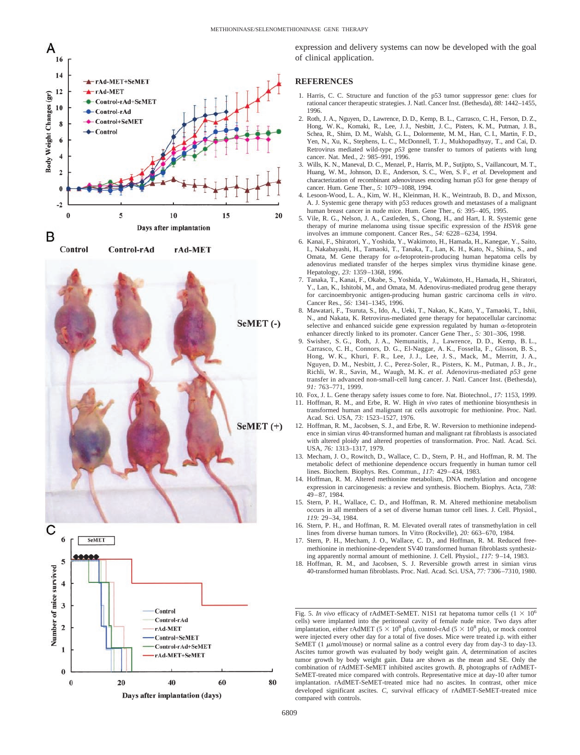expression and delivery systems can now be developed with the goal of clinical application.

## REFERENCES

1. Harris, C. C. Structure and function of the p53 tumor suppressor gene: clues for rational cancer therapeutic strategies. J. Natl. Cancer Inst. (Bethesda), *88:* 1442–1455, 1996.
2. Roth, J. A., Nguyen, D., Lawrence, D. D., Kemp, B. L., Carrasco, C. H., Ferson, D. Z., Hong, W. K., Komaki, R., Lee, J. J., Nesbitt, J. C., Pisters, K. M., Putman, J. B., Schea, R., Shim, D. M., Walsh, G. L., Dolormente, M. M., Han, C. I., Martin, F. D., Yen, N., Xu, K., Stephens, L. C., McDonnell, T. J., Mukhopadhyay, T., and Cai, D. Retrovirus mediated wild-type *p53* gene transfer to tumors of patients with lung cancer. Nat. Med., *2:* 985–991, 1996.
3. Wills, K. N., Maneval, D. C., Menzel, P., Harris, M. P., Sutjipto, S., Vaillancourt, M. T., Huang, W. M., Johnson, D. E., Anderson, S. C., Wen, S. F., *et al.* Development and characterization of recombinant adenoviruses encoding human p53 for gene therapy of cancer. Hum. Gene Ther., *5:* 1079–1088, 1994.
4. Lesoon-Wood, L. A., Kim, W. H., Kleinman, H. K., Weintraub, B. D., and Mixson, A. J. Systemic gene therapy with p53 reduces growth and metastases of a malignant human breast cancer in nude mice. Hum. Gene Ther., *6:* 395–405, 1995.
5. Vile, R. G., Nelson, J. A., Castleden, S., Chong, H., and Hart, I. R. Systemic gene therapy of murine melanoma using tissue specific expression of the *HSVtk* gene involves an immune component. Cancer Res., *54:* 6228–6234, 1994.
6. Kanai, F., Shiratori, Y., Yoshida, Y., Wakimoto, H., Hamada, H., Kanegae, Y., Saito, I., Nakabayashi, H., Tamaoki, T., Tanaka, T., Lan, K. H., Kato, N., Shiina, S., and Omata, M. Gene therapy for α-fetoprotein-producing human hepatoma cells by adenovirus mediated transfer of the herpes simplex virus thymidine kinase gene. Hepatology, *23:* 1359–1368, 1996.
7. Tanaka, T., Kanai, F., Okabe, S., Yoshida, Y., Wakimoto, H., Hamada, H., Shiratori, Y., Lan, K., Ishitobi, M., and Omata, M. Adenovirus-mediated prodrug gene therapy for carcinoembryonic antigen-producing human gastric carcinoma cells *in vitro*. Cancer Res., *56:* 1341–1345, 1996.
8. Mawatari, F., Tsuruta, S., Ido, A., Ueki, T., Nakao, K., Kato, Y., Tamaoki, T., Ishii, N., and Nakata, K. Retrovirus-mediated gene therapy for hepatocellular carcinoma: selective and enhanced suicide gene expression regulated by human α-fetoprotein enhancer directly linked to its promoter. Cancer Gene Ther., *5:* 301–306, 1998.
9. Swisher, S. G., Roth, J. A., Nemunaitis, J., Lawrence, D. D., Kemp, B. L., Carrasco, C. H., Connors, D. G., El-Naggar, A. K., Fossella, F., Glisson, B. S., Hong, W. K., Khuri, F. R., Lee, J. J., Lee, J. S., Mack, M., Merritt, J. A., Nguyen, D. M., Nesbitt, J. C., Perez-Soler, R., Pisters, K. M., Putman, J. B., Jr., Richli, W. R., Savin, M., Waugh, M. K. *et al.* Adenovirus-mediated *p53* gene transfer in advanced non-small-cell lung cancer. J. Natl. Cancer Inst. (Bethesda), *91:* 763–771, 1999.
10. Fox, J. L. Gene therapy safety issues come to fore. Nat. Biotechnol., *17:* 1153, 1999.
11. Hoffman, R. M., and Erbe, R. W. High *in vivo* rates of methionine biosynthesis in transformed human and malignant rat cells auxotropic for methionine. Proc. Natl. Acad. Sci. USA, *73:* 1523–1527, 1976.
12. Hoffman, R. M., Jacobsen, S. J., and Erbe, R. W. Reversion to methionine independence in simian virus 40-transformed human and malignant rat fibroblasts is associated with altered ploidy and altered properties of transformation. Proc. Natl. Acad. Sci. USA, *76:* 1313–1317, 1979.
13. Mecham, J. O., Rowitch, D., Wallace, C. D., Stern, P. H., and Hoffman, R. M. The metabolic defect of methionine dependence occurs frequently in human tumor cell lines. Biochem. Biophys. Res. Commun., *117:* 429–434, 1983.
14. Hoffman, R. M. Altered methionine metabolism, DNA methylation and oncogene expression in carcinogenesis: a review and synthesis. Biochem. Biophys. Acta, *738:* 49–87, 1984.
15. Stern, P. H., Wallace, C. D., and Hoffman, R. M. Altered methionine metabolism occurs in all members of a set of diverse human tumor cell lines. J. Cell. Physiol., *119:* 29–34, 1984.
16. Stern, P. H., and Hoffman, R. M. Elevated overall rates of transmethylation in cell lines from diverse human tumors. In Vitro (Rockville), *20:* 663–670, 1984.
17. Stern, P. H., Mecham, J. O., Wallace, C. D., and Hoffman, R. M. Reduced free-methionine in methionine-dependent SV40 transformed human fibroblasts synthesizing apparently normal amount of methionine. J. Cell. Physiol., *117:* 9–14, 1983.
18. Hoffman, R. M., and Jacobsen, S. J. Reversible growth arrest in simian virus 40-transformed human fibroblasts. Proc. Natl. Acad. Sci. USA, *77:* 7306–7310, 1980.

Fig. 5. *In vivo* efficacy of rAdMET-SeMET. N1S1 rat hepatoma tumor cells ($1 \times 10^6$ cells) were implanted into the peritoneal cavity of female nude mice. Two days after implantation, either rAdMET ($5 \times 10^8$ pfu), control-rAd ($5 \times 10^8$ pfu), or mock control were injected every other day for a total of five doses. Mice were treated i.p. with either SeMET (1 μmol/mouse) or normal saline as a control every day from day-3 to day-13. Ascites tumor growth was evaluated by body weight gain. *A*, determination of ascites tumor growth by body weight gain. Data are shown as the mean and SE. Only the combination of rAdMET-SeMET inhibited ascites growth. *B*, photographs of rAdMET-SeMET-treated mice compared with controls. Representative mice at day-10 after tumor implantation. rAdMET-SeMET-treated mice had no ascites. In contrast, other mice developed significant ascites. *C*, survival efficacy of rAdMET-SeMET-treated mice compared with controls.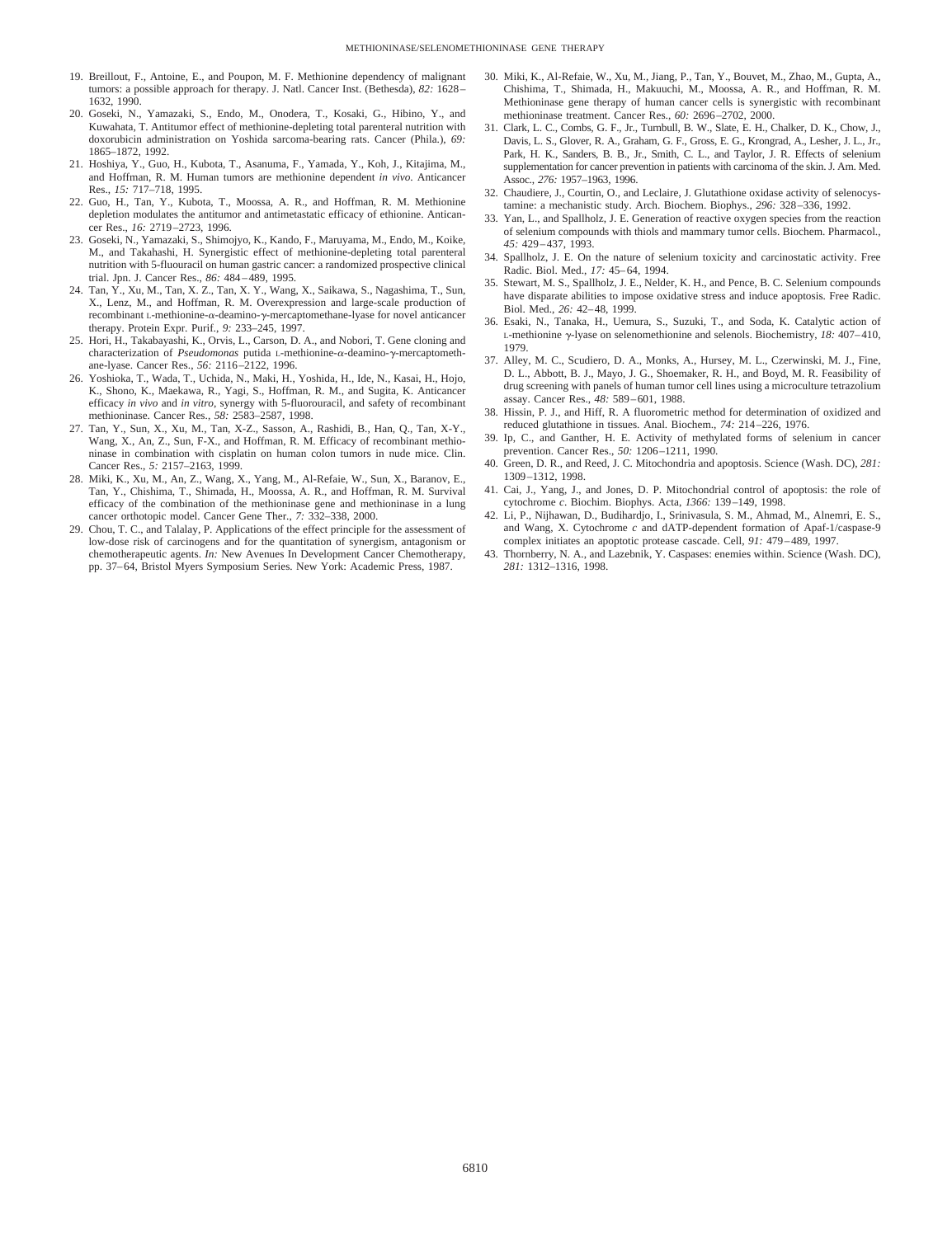19. Breillout, F., Antoine, E., and Poupon, M. F. Methionine dependency of malignant tumors: a possible approach for therapy. J. Natl. Cancer Inst. (Bethesda), *82:* 1628–1632, 1990.
20. Goseki, N., Yamazaki, S., Endo, M., Onodera, T., Kosaki, G., Hibino, Y., and Kuwahata, T. Antitumor effect of methionine-depleting total parenteral nutrition with doxorubicin administration on Yoshida sarcoma-bearing rats. Cancer (Phila.), *69:* 1865–1872, 1992.
21. Hoshiya, Y., Guo, H., Kubota, T., Asanuma, F., Yamada, Y., Koh, J., Kitajima, M., and Hoffman, R. M. Human tumors are methionine dependent *in vivo*. Anticancer Res., *15:* 717–718, 1995.
22. Guo, H., Tan, Y., Kubota, T., Moossa, A. R., and Hoffman, R. M. Methionine depletion modulates the antitumor and antimetastatic efficacy of ethionine. Anticancer Res., *16:* 2719–2723, 1996.
23. Goseki, N., Yamazaki, S., Shimojyo, K., Kando, F., Maruyama, M., Endo, M., Koike, M., and Takahashi, H. Synergistic effect of methionine-depleting total parenteral nutrition with 5-fluouracil on human gastric cancer: a randomized prospective clinical trial. Jpn. J. Cancer Res., *86:* 484–489, 1995.
24. Tan, Y., Xu, M., Tan, X. Z., Tan, X. Y., Wang, X., Saikawa, S., Nagashima, T., Sun, X., Lenz, M., and Hoffman, R. M. Overexpression and large-scale production of recombinant L-methionine-α-deamino-γ-mercaptomethane-lyase for novel anticancer therapy. Protein Expr. Purif., *9:* 233–245, 1997.
25. Hori, H., Takabayashi, K., Orvis, L., Carson, D. A., and Nobori, T. Gene cloning and characterization of *Pseudomonas* putida L-methionine-α-deamino-γ-mercaptomethane-lyase. Cancer Res., *56:* 2116–2122, 1996.
26. Yoshioka, T., Wada, T., Uchida, N., Maki, H., Yoshida, H., Ide, N., Kasai, H., Hojo, K., Shono, K., Maekawa, R., Yagi, S., Hoffman, R. M., and Sugita, K. Anticancer efficacy *in vivo* and *in vitro*, synergy with 5-fluorouracil, and safety of recombinant methioninase. Cancer Res., *58:* 2583–2587, 1998.
27. Tan, Y., Sun, X., Xu, M., Tan, X-Z., Sasson, A., Rashidi, B., Han, Q., Tan, X-Y., Wang, X., An, Z., Sun, F-X., and Hoffman, R. M. Efficacy of recombinant methioninase in combination with cisplatin on human colon tumors in nude mice. Clin. Cancer Res., *5:* 2157–2163, 1999.
28. Miki, K., Xu, M., An, Z., Wang, X., Yang, M., Al-Refaie, W., Sun, X., Baranov, E., Tan, Y., Chishima, T., Shimada, H., Moossa, A. R., and Hoffman, R. M. Survival efficacy of the combination of the methioninase gene and methioninase in a lung cancer orthotopic model. Cancer Gene Ther., *7:* 332–338, 2000.
29. Chou, T. C., and Talalay, P. Applications of the effect principle for the assessment of low-dose risk of carcinogens and for the quantitation of synergism, antagonism or chemotherapeutic agents. *In:* New Avenues In Development Cancer Chemotherapy, pp. 37–64, Bristol Myers Symposium Series. New York: Academic Press, 1987.
30. Miki, K., Al-Refaie, W., Xu, M., Jiang, P., Tan, Y., Bouvet, M., Zhao, M., Gupta, A., Chishima, T., Shimada, H., Makuuchi, M., Moossa, A. R., and Hoffman, R. M. Methioninase gene therapy of human cancer cells is synergistic with recombinant methioninase treatment. Cancer Res., *60:* 2696–2702, 2000.
31. Clark, L. C., Combs, G. F., Jr., Turnbull, B. W., Slate, E. H., Chalker, D. K., Chow, J., Davis, L. S., Glover, R. A., Graham, G. F., Gross, E. G., Krongrad, A., Lesher, J. L., Jr., Park, H. K., Sanders, B. B., Jr., Smith, C. L., and Taylor, J. R. Effects of selenium supplementation for cancer prevention in patients with carcinoma of the skin. J. Am. Med. Assoc., *276:* 1957–1963, 1996.
32. Chaudiere, J., Courtin, O., and Leclaire, J. Glutathione oxidase activity of selenocystamine: a mechanistic study. Arch. Biochem. Biophys., *296:* 328–336, 1992.
33. Yan, L., and Spallholz, J. E. Generation of reactive oxygen species from the reaction of selenium compounds with thiols and mammary tumor cells. Biochem. Pharmacol., *45:* 429–437, 1993.
34. Spallholz, J. E. On the nature of selenium toxicity and carcinostatic activity. Free Radic. Biol. Med., *17:* 45–64, 1994.
35. Stewart, M. S., Spallholz, J. E., Nelder, K. H., and Pence, B. C. Selenium compounds have disparate abilities to impose oxidative stress and induce apoptosis. Free Radic. Biol. Med., *26:* 42–48, 1999.
36. Esaki, N., Tanaka, H., Uemura, S., Suzuki, T., and Soda, K. Catalytic action of L-methionine γ-lyase on selenomethionine and selenols. Biochemistry, *18:* 407–410, 1979.
37. Alley, M. C., Scudiero, D. A., Monks, A., Hursey, M. L., Czerwinski, M. J., Fine, D. L., Abbott, B. J., Mayo, J. G., Shoemaker, R. H., and Boyd, M. R. Feasibility of drug screening with panels of human tumor cell lines using a microculture tetrazolium assay. Cancer Res., *48:* 589–601, 1988.
38. Hissin, P. J., and Hiff, R. A fluorometric method for determination of oxidized and reduced glutathione in tissues. Anal. Biochem., *74:* 214–226, 1976.
39. Ip, C., and Ganther, H. E. Activity of methylated forms of selenium in cancer prevention. Cancer Res., *50:* 1206–1211, 1990.
40. Green, D. R., and Reed, J. C. Mitochondria and apoptosis. Science (Wash. DC), *281:* 1309–1312, 1998.
41. Cai, J., Yang, J., and Jones, D. P. Mitochondrial control of apoptosis: the role of cytochrome *c*. Biochim. Biophys. Acta, *1366:* 139–149, 1998.
42. Li, P., Nijhawan, D., Budihardjo, I., Srinivasula, S. M., Ahmad, M., Alnemri, E. S., and Wang, X. Cytochrome *c* and dATP-dependent formation of Apaf-1/caspase-9 complex initiates an apoptotic protease cascade. Cell, *91:* 479–489, 1997.
43. Thornberry, N. A., and Lazebnik, Y. Caspases: enemies within. Science (Wash. DC), *281:* 1312–1316, 1998.